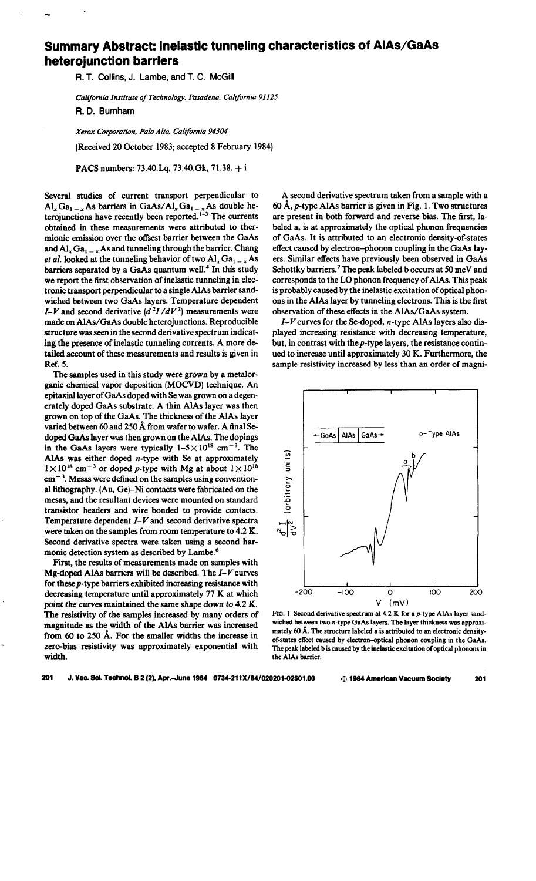# Summary Abstract: Inelastic tunneling characteristics of AlAs/GaAs heterojunction barriers

R. T. Collins, J. Lambe, and T. C. McGill

*California Institute of Technology, Pasadena, California 91125*

R. D. Burnham

*Xerox Corporation, Palo Alto, California 94304*

(Received 20 October 1983; accepted 8 February 1984)

PACS numbers: 73.40.Lq, 73.40.Gk, 71.38. + i

Several studies of current transport perpendicular to $Al_xGa_{1-x}As$ barriers in $GaAs/Al_xGa_{1-x}As$ double heterojunctions have recently been reported.[1-3] The currents obtained in these measurements were attributed to thermionic emission over the offsest barrier between the GaAs and $Al_xGa_{1-x}As$ and tunneling through the barrier. Chang *et al.* looked at the tunneling behavior of two $Al_xGa_{1-x}As$ barriers separated by a GaAs quantum well.[4] In this study we report the first observation of inelastic tunneling in electronic transport perpendicular to a single AlAs barrier sandwiched between two GaAs layers. Temperature dependent $I$–$V$ and second derivative ($d^2I/dV^2$) measurements were made on AlAs/GaAs double heterojunctions. Reproducible structure was seen in the second derivative spectrum indicating the presence of inelastic tunneling currents. A more detailed account of these measurements and results is given in Ref. 5.

The samples used in this study were grown by a metalorganic chemical vapor deposition (MOCVD) technique. An epitaxial layer of GaAs doped with Se was grown on a degenerately doped GaAs substrate. A thin AlAs layer was then grown on top of the GaAs. The thickness of the AlAs layer varied between 60 and 250 Å from wafer to wafer. A final Se-doped GaAs layer was then grown on the AlAs. The dopings in the GaAs layers were typically $1–5\times10^{18}$ cm$^{-3}$. The AlAs was either doped $n$-type with Se at approximately $1\times10^{18}$ cm$^{-3}$ or doped $p$-type with Mg at about $1\times10^{18}$ cm$^{-3}$. Mesas were defined on the samples using conventional lithography. (Au, Ge)–Ni contacts were fabricated on the mesas, and the resultant devices were mounted on standard transistor headers and wire bonded to provide contacts. Temperature dependent $I$–$V$ and second derivative spectra were taken on the samples from room temperature to 4.2 K. Second derivative spectra were taken using a second harmonic detection system as described by Lambe.[6]

First, the results of measurements made on samples with Mg-doped AlAs barriers will be described. The $I$–$V$ curves for these $p$-type barriers exhibited increasing resistance with decreasing temperature until approximately 77 K at which point the curves maintained the same shape down to 4.2 K. The resistivity of the samples increased by many orders of magnitude as the width of the AlAs barrier was increased from 60 to 250 Å. For the smaller widths the increase in zero-bias resistivity was approximately exponential with width.

A second derivative spectrum taken from a sample with a 60 Å, $p$-type AlAs barrier is given in Fig. 1. Two structures are present in both forward and reverse bias. The first, labeled a, is at approximately the optical phonon frequencies of GaAs. It is attributed to an electronic density-of-states effect caused by electron–phonon coupling in the GaAs layers. Similar effects have previously been observed in GaAs Schottky barriers.[7] The peak labeled b occurs at 50 meV and corresponds to the LO phonon frequency of AlAs. This peak is probably caused by the inelastic excitation of optical phonons in the AlAs layer by tunneling electrons. This is the first observation of these effects in the AlAs/GaAs system.

$I$–$V$ curves for the Se-doped, $n$-type AlAs layers also displayed increasing resistance with decreasing temperature, but, in contrast with the $p$-type layers, the resistance continued to increase until approximately 30 K. Furthermore, the sample resistivity increased by less than an order of magni-

FIG. 1. Second derivative spectrum at 4.2 K for a $p$-type AlAs layer sandwiched between two $n$-type GaAs layers. The layer thickness was approximately 60 Å. The structure labeled a is attributed to an electronic density-of-states effect caused by electron–optical phonon coupling in the GaAs. The peak labeled b is caused by the inelastic excitation of optical phonons in the AlAs barrier.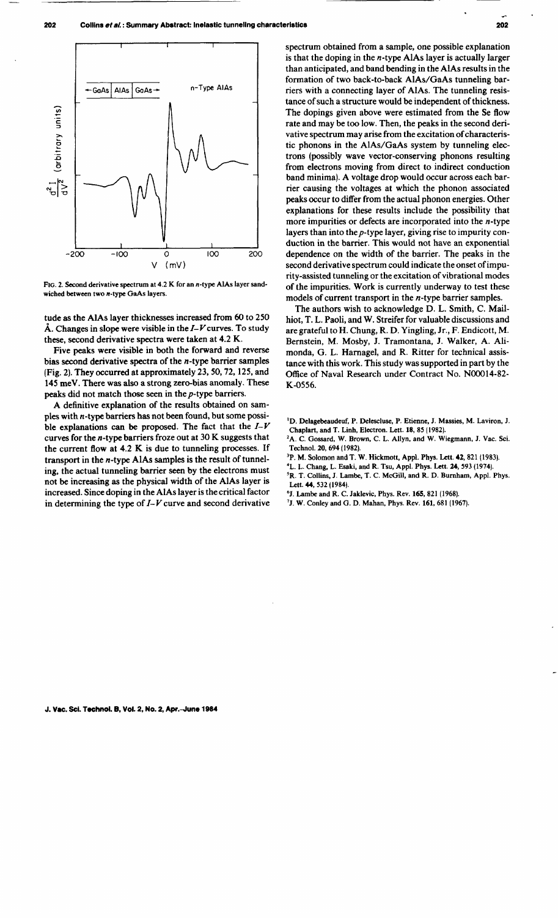←GaAs | AlAs | GaAs→

n-Type AlAs

$\frac{d^2I}{dV^2}$ (arbitrary units)

-200

-100

0

100

200

V (mV)

FIG. 2. Second derivative spectrum at 4.2 K for an *n*-type AlAs layer sandwiched between two *n*-type GaAs layers.

tude as the AlAs layer thicknesses increased from 60 to 250 Å. Changes in slope were visible in the $I$–$V$ curves. To study these, second derivative spectra were taken at 4.2 K.

Five peaks were visible in both the forward and reverse bias second derivative spectra of the *n*-type barrier samples (Fig. 2). They occurred at approximately 23, 50, 72, 125, and 145 meV. There was also a strong zero-bias anomaly. These peaks did not match those seen in the *p*-type barriers.

A definitive explanation of the results obtained on samples with *n*-type barriers has not been found, but some possible explanations can be proposed. The fact that the $I$–$V$ curves for the *n*-type barriers froze out at 30 K suggests that the current flow at 4.2 K is due to tunneling processes. If transport in the *n*-type AlAs samples is the result of tunneling, the actual tunneling barrier seen by the electrons must not be increasing as the physical width of the AlAs layer is increased. Since doping in the AlAs layer is the critical factor in determining the type of $I$–$V$ curve and second derivative spectrum obtained from a sample, one possible explanation is that the doping in the *n*-type AlAs layer is actually larger than anticipated, and band bending in the AlAs results in the formation of two back-to-back AlAs/GaAs tunneling barriers with a connecting layer of AlAs. The tunneling resistance of such a structure would be independent of thickness. The dopings given above were estimated from the Se flow rate and may be too low. Then, the peaks in the second derivative spectrum may arise from the excitation of characteristic phonons in the AlAs/GaAs system by tunneling electrons (possibly wave vector-conserving phonons resulting from electrons moving from direct to indirect conduction band minima). A voltage drop would occur across each barrier causing the voltages at which the phonon associated peaks occur to differ from the actual phonon energies. Other explanations for these results include the possibility that more impurities or defects are incorporated into the *n*-type layers than into the *p*-type layer, giving rise to impurity conduction in the barrier. This would not have an exponential dependence on the width of the barrier. The peaks in the second derivative spectrum could indicate the onset of impurity-assisted tunneling or the excitation of vibrational modes of the impurities. Work is currently underway to test these models of current transport in the *n*-type barrier samples.

The authors wish to acknowledge D. L. Smith, C. Mailhiot, T. L. Paoli, and W. Streifer for valuable discussions and are grateful to H. Chung, R. D. Yingling, Jr., F. Endicott, M. Bernstein, M. Mosby, J. Tramontana, J. Walker, A. Alimonda, G. L. Harnagel, and R. Ritter for technical assistance with this work. This study was supported in part by the Office of Naval Research under Contract No. N00014-82-K-0556.

[1] D. Delagebeaudeuf, P. Delescluse, P. Etienne, J. Massies, M. Laviron, J. Chaplart, and T. Linh, Electron. Lett. **18**, 85 (1982).

[2] A. C. Gossard, W. Brown, C. L. Allyn, and W. Wiegmann, J. Vac. Sci. Technol. **20**, 694 (1982).

[3] P. M. Solomon and T. W. Hickmott, Appl. Phys. Lett. **42**, 821 (1983).

[4] L. L. Chang, L. Esaki, and R. Tsu, Appl. Phys. Lett. **24**, 593 (1974).

[5] R. T. Collins, J. Lambe, T. C. McGill, and R. D. Burnham, Appl. Phys. Lett. **44**, 532 (1984).

[6] J. Lambe and R. C. Jaklevic, Phys. Rev. **165**, 821 (1968).

[7] J. W. Conley and G. D. Mahan, Phys. Rev. **161**, 681 (1967).